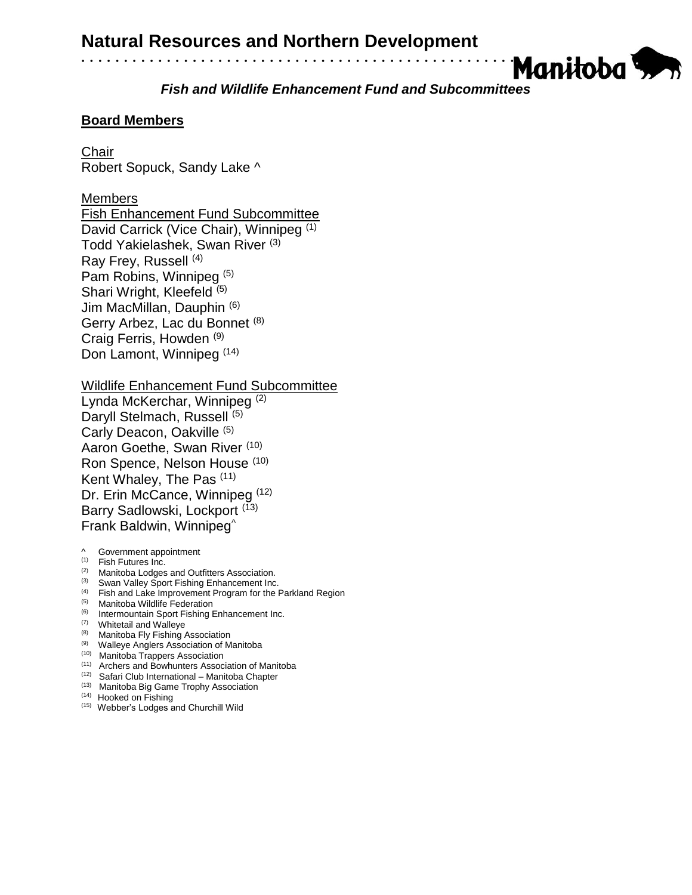# Natural Resources and Northern Development

### *Fish and Wildlife Enhancement Fund and Subcommittees*

## Board Members

Chair
Robert Sopuck, Sandy Lake ^

Members
Fish Enhancement Fund Subcommittee
David Carrick (Vice Chair), Winnipeg [(1)]
Todd Yakielashek, Swan River [(3)]
Ray Frey, Russell [(4)]
Pam Robins, Winnipeg [(5)]
Shari Wright, Kleefeld [(5)]
Jim MacMillan, Dauphin [(6)]
Gerry Arbez, Lac du Bonnet [(8)]
Craig Ferris, Howden [(9)]
Don Lamont, Winnipeg [(14)]

Wildlife Enhancement Fund Subcommittee
Lynda McKerchar, Winnipeg [(2)]
Daryll Stelmach, Russell [(5)]
Carly Deacon, Oakville [(5)]
Aaron Goethe, Swan River [(10)]
Ron Spence, Nelson House [(10)]
Kent Whaley, The Pas [(11)]
Dr. Erin McCance, Winnipeg [(12)]
Barry Sadlowski, Lockport [(13)]
Frank Baldwin, Winnipeg^

^ Government appointment
(1) Fish Futures Inc.
(2) Manitoba Lodges and Outfitters Association.
(3) Swan Valley Sport Fishing Enhancement Inc.
(4) Fish and Lake Improvement Program for the Parkland Region
(5) Manitoba Wildlife Federation
(6) Intermountain Sport Fishing Enhancement Inc.
(7) Whitetail and Walleye
(8) Manitoba Fly Fishing Association
(9) Walleye Anglers Association of Manitoba
(10) Manitoba Trappers Association
(11) Archers and Bowhunters Association of Manitoba
(12) Safari Club International – Manitoba Chapter
(13) Manitoba Big Game Trophy Association
(14) Hooked on Fishing
(15) Webber's Lodges and Churchill Wild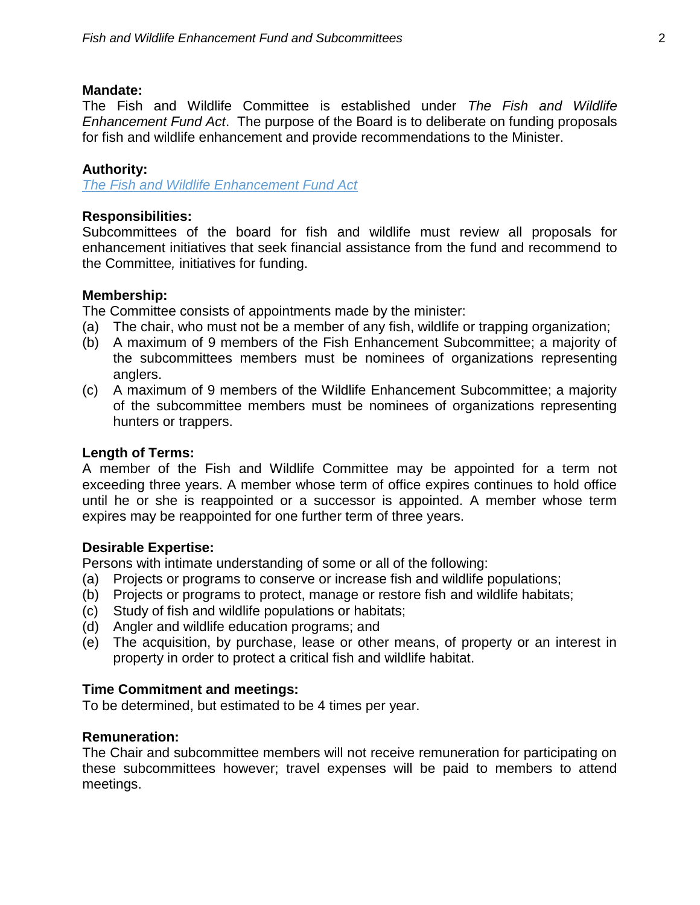**Mandate:**

The Fish and Wildlife Committee is established under *The Fish and Wildlife Enhancement Fund Act*. The purpose of the Board is to deliberate on funding proposals for fish and wildlife enhancement and provide recommendations to the Minister.

**Authority:**

*The Fish and Wildlife Enhancement Fund Act*

**Responsibilities:**

Subcommittees of the board for fish and wildlife must review all proposals for enhancement initiatives that seek financial assistance from the fund and recommend to the Committee*,* initiatives for funding.

**Membership:**

The Committee consists of appointments made by the minister:

(a) The chair, who must not be a member of any fish, wildlife or trapping organization;

(b) A maximum of 9 members of the Fish Enhancement Subcommittee; a majority of the subcommittees members must be nominees of organizations representing anglers.

(c) A maximum of 9 members of the Wildlife Enhancement Subcommittee; a majority of the subcommittee members must be nominees of organizations representing hunters or trappers.

**Length of Terms:**

A member of the Fish and Wildlife Committee may be appointed for a term not exceeding three years. A member whose term of office expires continues to hold office until he or she is reappointed or a successor is appointed. A member whose term expires may be reappointed for one further term of three years.

**Desirable Expertise:**

Persons with intimate understanding of some or all of the following:

(a) Projects or programs to conserve or increase fish and wildlife populations;

(b) Projects or programs to protect, manage or restore fish and wildlife habitats;

(c) Study of fish and wildlife populations or habitats;

(d) Angler and wildlife education programs; and

(e) The acquisition, by purchase, lease or other means, of property or an interest in property in order to protect a critical fish and wildlife habitat.

**Time Commitment and meetings:**

To be determined, but estimated to be 4 times per year.

**Remuneration:**

The Chair and subcommittee members will not receive remuneration for participating on these subcommittees however; travel expenses will be paid to members to attend meetings.